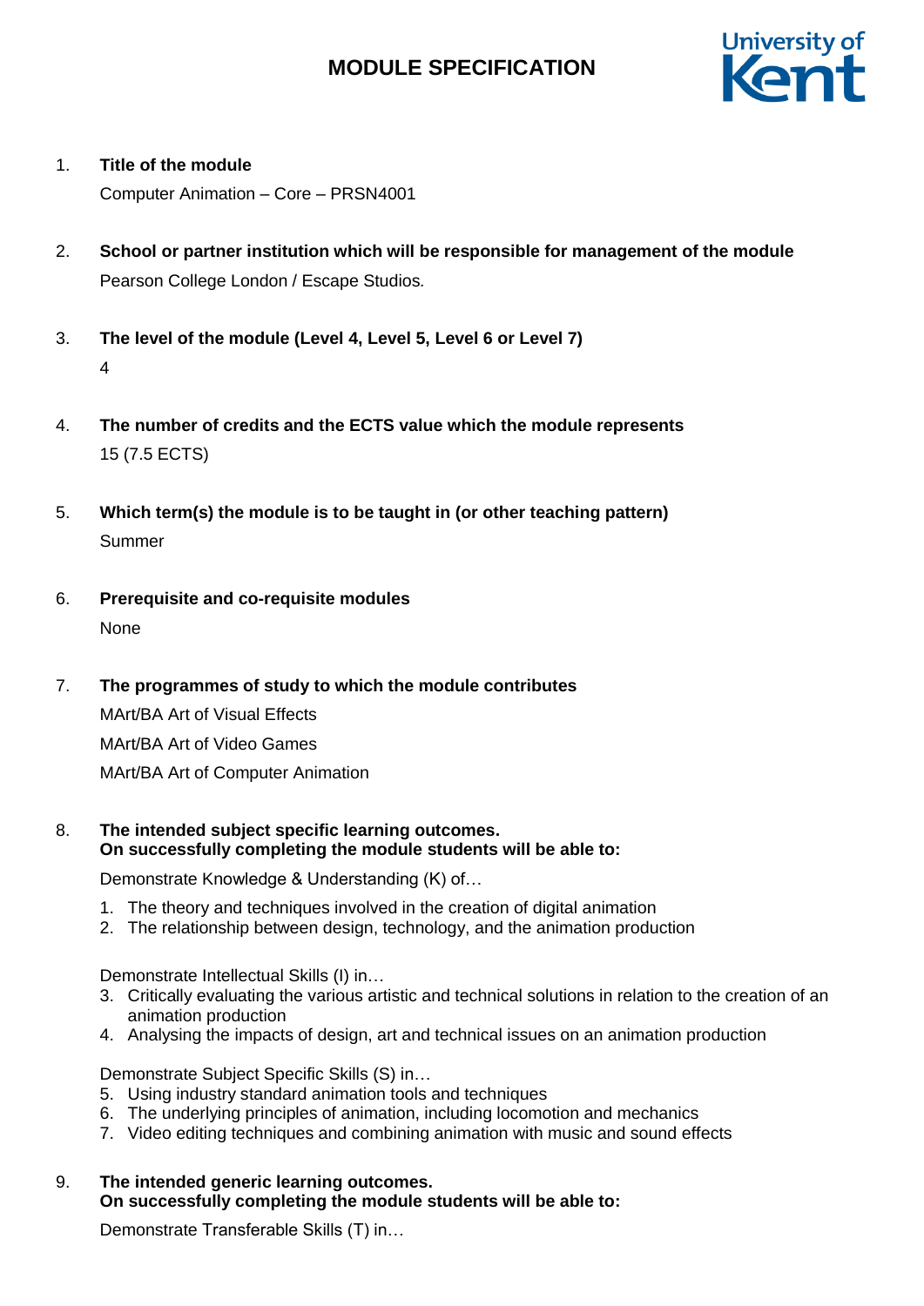# MODULE SPECIFICATION

1. **Title of the module**

   Computer Animation – Core – PRSN4001

2. **School or partner institution which will be responsible for management of the module**

   Pearson College London / Escape Studios.

3. **The level of the module (Level 4, Level 5, Level 6 or Level 7)**

   4

4. **The number of credits and the ECTS value which the module represents**

   15 (7.5 ECTS)

5. **Which term(s) the module is to be taught in (or other teaching pattern)**

   Summer

6. **Prerequisite and co-requisite modules**

   None

7. **The programmes of study to which the module contributes**

   MArt/BA Art of Visual Effects

   MArt/BA Art of Video Games

   MArt/BA Art of Computer Animation

8. **The intended subject specific learning outcomes.**
   **On successfully completing the module students will be able to:**

   Demonstrate Knowledge & Understanding (K) of…

   1. The theory and techniques involved in the creation of digital animation
   2. The relationship between design, technology, and the animation production

   Demonstrate Intellectual Skills (I) in…

   3. Critically evaluating the various artistic and technical solutions in relation to the creation of an animation production
   4. Analysing the impacts of design, art and technical issues on an animation production

   Demonstrate Subject Specific Skills (S) in…

   5. Using industry standard animation tools and techniques
   6. The underlying principles of animation, including locomotion and mechanics
   7. Video editing techniques and combining animation with music and sound effects

9. **The intended generic learning outcomes.**
   **On successfully completing the module students will be able to:**

   Demonstrate Transferable Skills (T) in…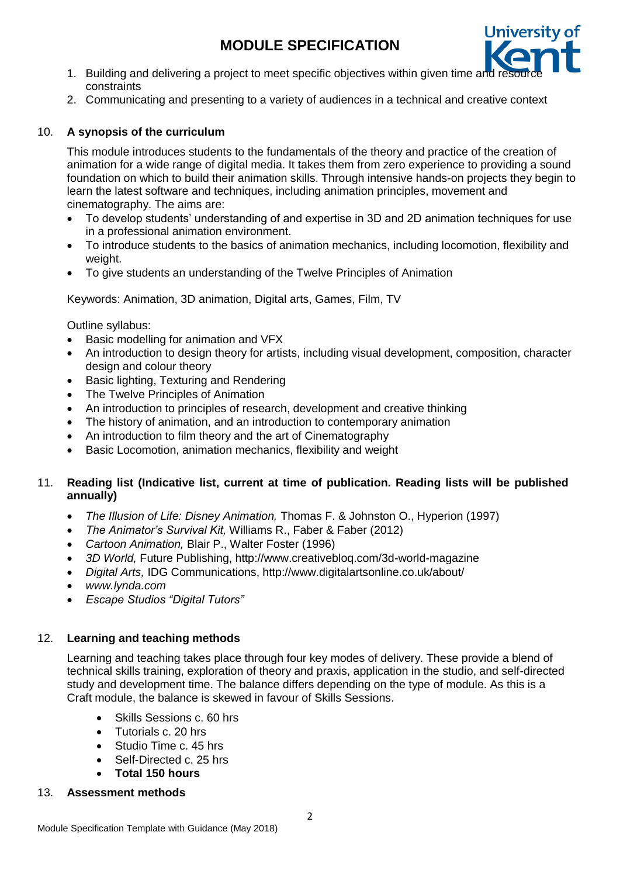1. Building and delivering a project to meet specific objectives within given time and resource constraints
2. Communicating and presenting to a variety of audiences in a technical and creative context

10. **A synopsis of the curriculum**

This module introduces students to the fundamentals of the theory and practice of the creation of animation for a wide range of digital media. It takes them from zero experience to providing a sound foundation on which to build their animation skills. Through intensive hands-on projects they begin to learn the latest software and techniques, including animation principles, movement and cinematography. The aims are:

- To develop students' understanding of and expertise in 3D and 2D animation techniques for use in a professional animation environment.
- To introduce students to the basics of animation mechanics, including locomotion, flexibility and weight.
- To give students an understanding of the Twelve Principles of Animation

Keywords: Animation, 3D animation, Digital arts, Games, Film, TV

Outline syllabus:

- Basic modelling for animation and VFX
- An introduction to design theory for artists, including visual development, composition, character design and colour theory
- Basic lighting, Texturing and Rendering
- The Twelve Principles of Animation
- An introduction to principles of research, development and creative thinking
- The history of animation, and an introduction to contemporary animation
- An introduction to film theory and the art of Cinematography
- Basic Locomotion, animation mechanics, flexibility and weight

11. **Reading list (Indicative list, current at time of publication. Reading lists will be published annually)**

- *The Illusion of Life: Disney Animation,* Thomas F. & Johnston O., Hyperion (1997)
- *The Animator's Survival Kit,* Williams R., Faber & Faber (2012)
- *Cartoon Animation,* Blair P., Walter Foster (1996)
- *3D World,* Future Publishing, http://www.creativebloq.com/3d-world-magazine
- *Digital Arts,* IDG Communications, http://www.digitalartsonline.co.uk/about/
- *www.lynda.com*
- *Escape Studios "Digital Tutors"*

12. **Learning and teaching methods**

Learning and teaching takes place through four key modes of delivery. These provide a blend of technical skills training, exploration of theory and praxis, application in the studio, and self-directed study and development time. The balance differs depending on the type of module. As this is a Craft module, the balance is skewed in favour of Skills Sessions.

- Skills Sessions c. 60 hrs
- Tutorials c. 20 hrs
- Studio Time c. 45 hrs
- Self-Directed c. 25 hrs
- **Total 150 hours**

13. **Assessment methods**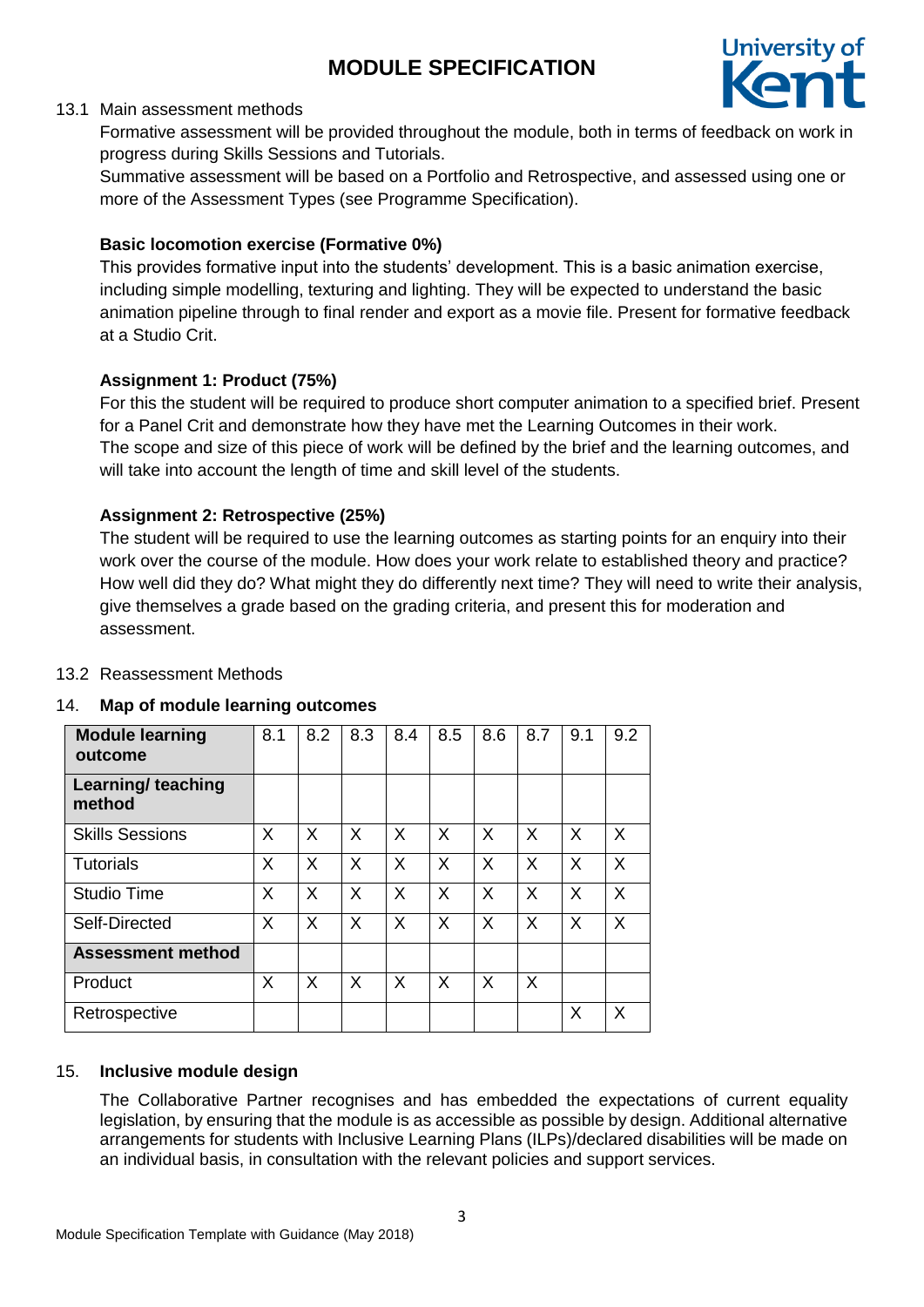13.1 Main assessment methods

Formative assessment will be provided throughout the module, both in terms of feedback on work in progress during Skills Sessions and Tutorials.

Summative assessment will be based on a Portfolio and Retrospective, and assessed using one or more of the Assessment Types (see Programme Specification).

**Basic locomotion exercise (Formative 0%)**

This provides formative input into the students' development. This is a basic animation exercise, including simple modelling, texturing and lighting. They will be expected to understand the basic animation pipeline through to final render and export as a movie file. Present for formative feedback at a Studio Crit.

**Assignment 1: Product (75%)**

For this the student will be required to produce short computer animation to a specified brief. Present for a Panel Crit and demonstrate how they have met the Learning Outcomes in their work.

The scope and size of this piece of work will be defined by the brief and the learning outcomes, and will take into account the length of time and skill level of the students.

**Assignment 2: Retrospective (25%)**

The student will be required to use the learning outcomes as starting points for an enquiry into their work over the course of the module. How does your work relate to established theory and practice? How well did they do? What might they do differently next time? They will need to write their analysis, give themselves a grade based on the grading criteria, and present this for moderation and assessment.

13.2 Reassessment Methods

## 14. Map of module learning outcomes

| **Module learning outcome** | 8.1 | 8.2 | 8.3 | 8.4 | 8.5 | 8.6 | 8.7 | 9.1 | 9.2 |
|---|---|---|---|---|---|---|---|---|---|
| **Learning/ teaching method** | | | | | | | | | |
| Skills Sessions | X | X | X | X | X | X | X | X | X |
| Tutorials | X | X | X | X | X | X | X | X | X |
| Studio Time | X | X | X | X | X | X | X | X | X |
| Self-Directed | X | X | X | X | X | X | X | X | X |
| **Assessment method** | | | | | | | | | |
| Product | X | X | X | X | X | X | X | | |
| Retrospective | | | | | | | | X | X |

## 15. Inclusive module design

The Collaborative Partner recognises and has embedded the expectations of current equality legislation, by ensuring that the module is as accessible as possible by design. Additional alternative arrangements for students with Inclusive Learning Plans (ILPs)/declared disabilities will be made on an individual basis, in consultation with the relevant policies and support services.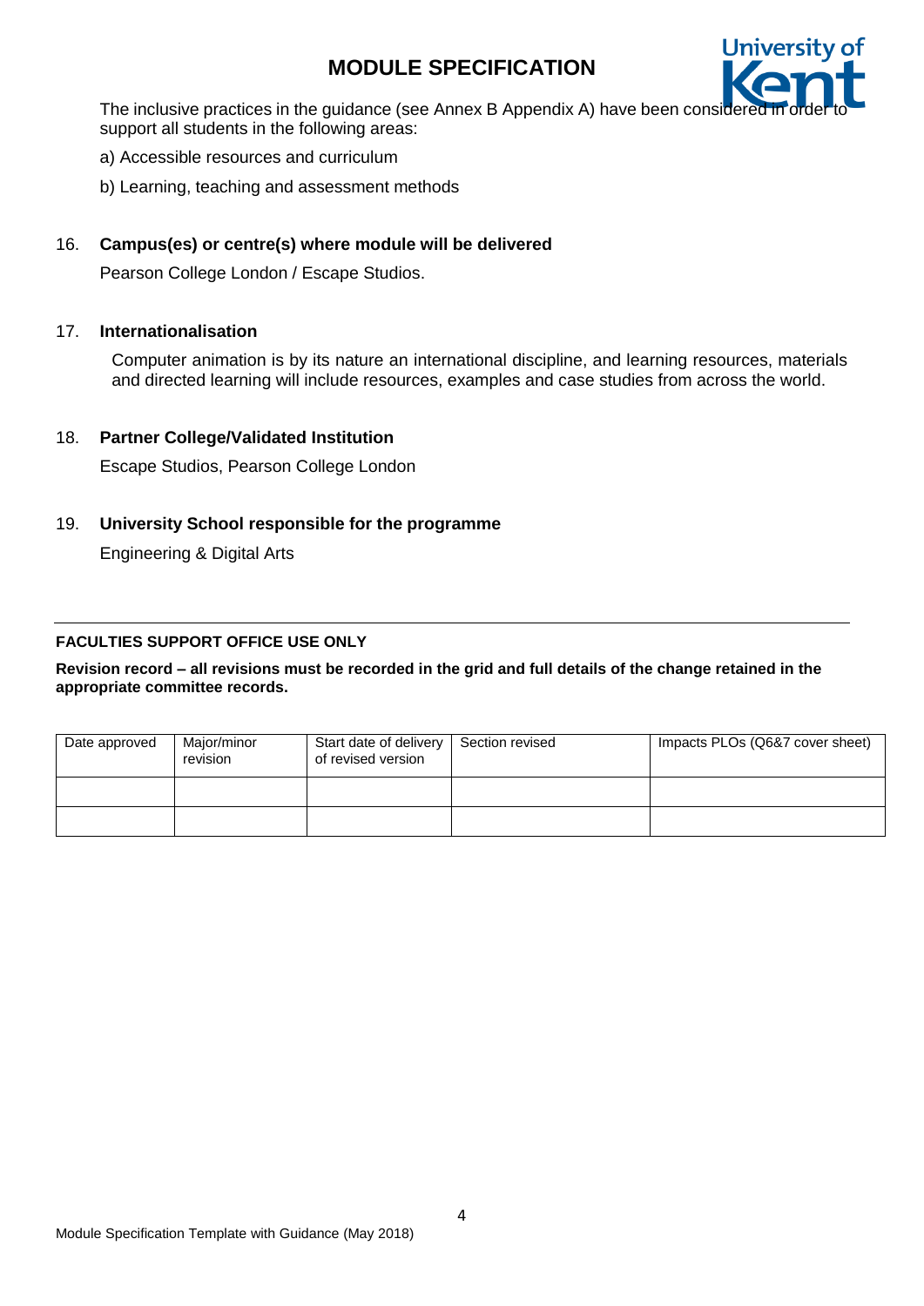# MODULE SPECIFICATION

The inclusive practices in the guidance (see Annex B Appendix A) have been considered in order to support all students in the following areas:

a) Accessible resources and curriculum

b) Learning, teaching and assessment methods

16. **Campus(es) or centre(s) where module will be delivered**

    Pearson College London / Escape Studios.

17. **Internationalisation**

    Computer animation is by its nature an international discipline, and learning resources, materials and directed learning will include resources, examples and case studies from across the world.

18. **Partner College/Validated Institution**

    Escape Studios, Pearson College London

19. **University School responsible for the programme**

    Engineering & Digital Arts

---

**FACULTIES SUPPORT OFFICE USE ONLY**

**Revision record – all revisions must be recorded in the grid and full details of the change retained in the appropriate committee records.**

| Date approved | Major/minor revision | Start date of delivery of revised version | Section revised | Impacts PLOs (Q6&7 cover sheet) |
|---|---|---|---|---|
| | | | | |
| | | | | |

Module Specification Template with Guidance (May 2018)